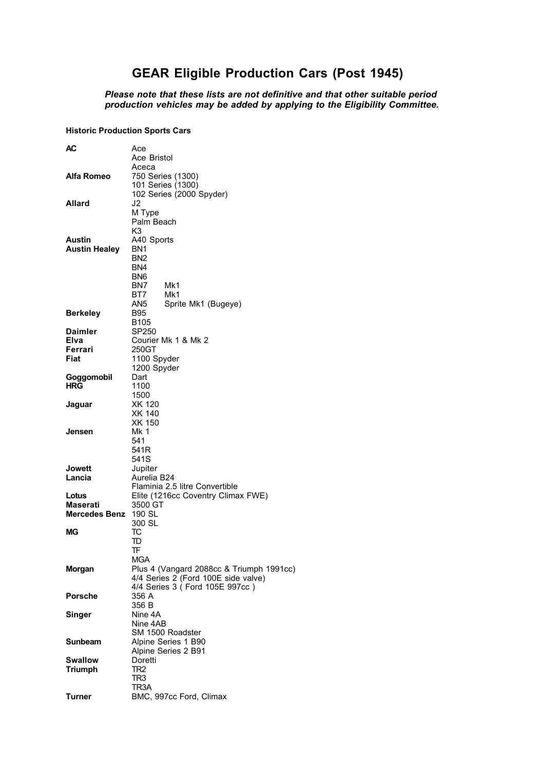# GEAR Eligible Production Cars (Post 1945)

***Please note that these lists are not definitive and that other suitable period production vehicles may be added by applying to the Eligibility Committee.***

**Historic Production Sports Cars**

| | |
|---|---|
| **AC** | Ace |
| | Ace Bristol |
| | Aceca |
| **Alfa Romeo** | 750 Series (1300) |
| | 101 Series (1300) |
| | 102 Series (2000 Spyder) |
| **Allard** | J2 |
| | M Type |
| | Palm Beach |
| | K3 |
| **Austin** | A40 Sports |
| **Austin Healey** | BN1 |
| | BN2 |
| | BN4 |
| | BN6 |
| | BN7 Mk1 |
| | BT7 Mk1 |
| | AN5 Sprite Mk1 (Bugeye) |
| **Berkeley** | B95 |
| | B105 |
| **Daimler** | SP250 |
| **Elva** | Courier Mk 1 & Mk 2 |
| **Ferrari** | 250GT |
| **Fiat** | 1100 Spyder |
| | 1200 Spyder |
| **Goggomobil** | Dart |
| **HRG** | 1100 |
| | 1500 |
| **Jaguar** | XK 120 |
| | XK 140 |
| | XK 150 |
| **Jensen** | Mk 1 |
| | 541 |
| | 541R |
| | 541S |
| **Jowett** | Jupiter |
| **Lancia** | Aurelia B24 |
| | Flaminia 2.5 litre Convertible |
| **Lotus** | Elite (1216cc Coventry Climax FWE) |
| **Maserati** | 3500 GT |
| **Mercedes Benz** | 190 SL |
| | 300 SL |
| **MG** | TC |
| | TD |
| | TF |
| | MGA |
| **Morgan** | Plus 4 (Vangard 2088cc & Triumph 1991cc) |
| | 4/4 Series 2 (Ford 100E side valve) |
| | 4/4 Series 3 ( Ford 105E 997cc ) |
| **Porsche** | 356 A |
| | 356 B |
| **Singer** | Nine 4A |
| | Nine 4AB |
| | SM 1500 Roadster |
| **Sunbeam** | Alpine Series 1 B90 |
| | Alpine Series 2 B91 |
| **Swallow** | Doretti |
| **Triumph** | TR2 |
| | TR3 |
| | TR3A |
| **Turner** | BMC, 997cc Ford, Climax |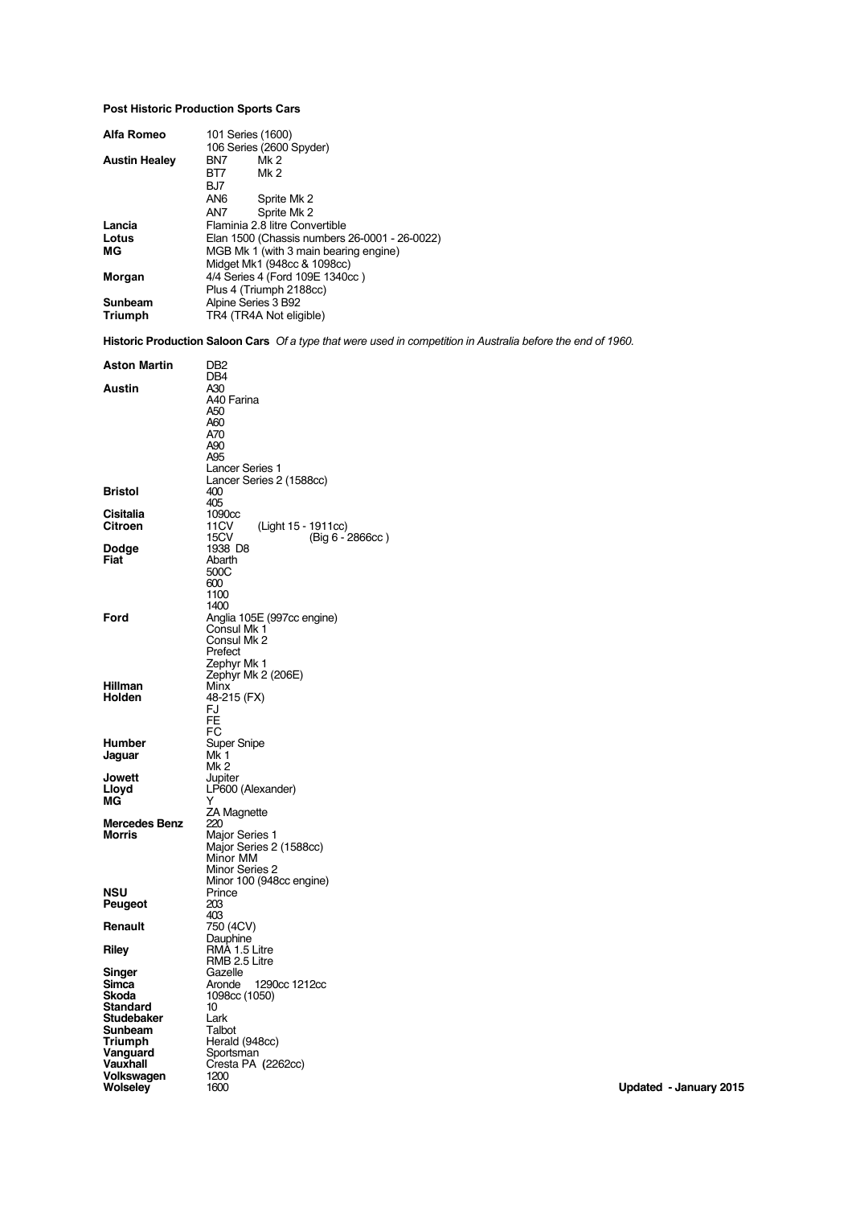**Post Historic Production Sports Cars**

| | | |
|---|---|---|
| **Alfa Romeo** | 101 Series (1600) | |
| | 106 Series (2600 Spyder) | |
| **Austin Healey** | BN7 | Mk 2 |
| | BT7 | Mk 2 |
| | BJ7 | |
| | AN6 | Sprite Mk 2 |
| | AN7 | Sprite Mk 2 |
| **Lancia** | Flaminia 2.8 litre Convertible | |
| **Lotus** | Elan 1500 (Chassis numbers 26-0001 - 26-0022) | |
| **MG** | MGB Mk 1 (with 3 main bearing engine) | |
| | Midget Mk1 (948cc & 1098cc) | |
| **Morgan** | 4/4 Series 4 (Ford 109E 1340cc ) | |
| | Plus 4 (Triumph 2188cc) | |
| **Sunbeam** | Alpine Series 3 B92 | |
| **Triumph** | TR4 (TR4A Not eligible) | |

**Historic Production Saloon Cars** *Of a type that were used in competition in Australia before the end of 1960.*

| | | |
|---|---|---|
| **Aston Martin** | DB2 | |
| | DB4 | |
| **Austin** | A30 | |
| | A40 Farina | |
| | A50 | |
| | A60 | |
| | A70 | |
| | A90 | |
| | A95 | |
| | Lancer Series 1 | |
| | Lancer Series 2 (1588cc) | |
| **Bristol** | 400 | |
| | 405 | |
| **Cisitalia** | 1090cc | |
| **Citroen** | 11CV | (Light 15 - 1911cc) |
| | 15CV | (Big 6 - 2866cc ) |
| **Dodge** | 1938 D8 | |
| **Fiat** | Abarth | |
| | 500C | |
| | 600 | |
| | 1100 | |
| | 1400 | |
| **Ford** | Anglia 105E (997cc engine) | |
| | Consul Mk 1 | |
| | Consul Mk 2 | |
| | Prefect | |
| | Zephyr Mk 1 | |
| | Zephyr Mk 2 (206E) | |
| **Hillman** | Minx | |
| **Holden** | 48-215 (FX) | |
| | FJ | |
| | FE | |
| | FC | |
| **Humber** | Super Snipe | |
| **Jaguar** | Mk 1 | |
| | Mk 2 | |
| **Jowett** | Jupiter | |
| **Lloyd** | LP600 (Alexander) | |
| **MG** | Y | |
| | ZA Magnette | |
| **Mercedes Benz** | 220 | |
| **Morris** | Major Series 1 | |
| | Major Series 2 (1588cc) | |
| | Minor MM | |
| | Minor Series 2 | |
| | Minor 100 (948cc engine) | |
| **NSU** | Prince | |
| **Peugeot** | 203 | |
| | 403 | |
| **Renault** | 750 (4CV) | |
| | Dauphine | |
| **Riley** | RMA 1.5 Litre | |
| | RMB 2.5 Litre | |
| **Singer** | Gazelle | |
| **Simca** | Aronde 1290cc 1212cc | |
| **Skoda** | 1098cc (1050) | |
| **Standard** | 10 | |
| **Studebaker** | Lark | |
| **Sunbeam** | Talbot | |
| **Triumph** | Herald (948cc) | |
| **Vanguard** | Sportsman | |
| **Vauxhall** | Cresta PA (2262cc) | |
| **Volkswagen** | 1200 | |
| **Wolseley** | 1600 | |

**Updated - January 2015**